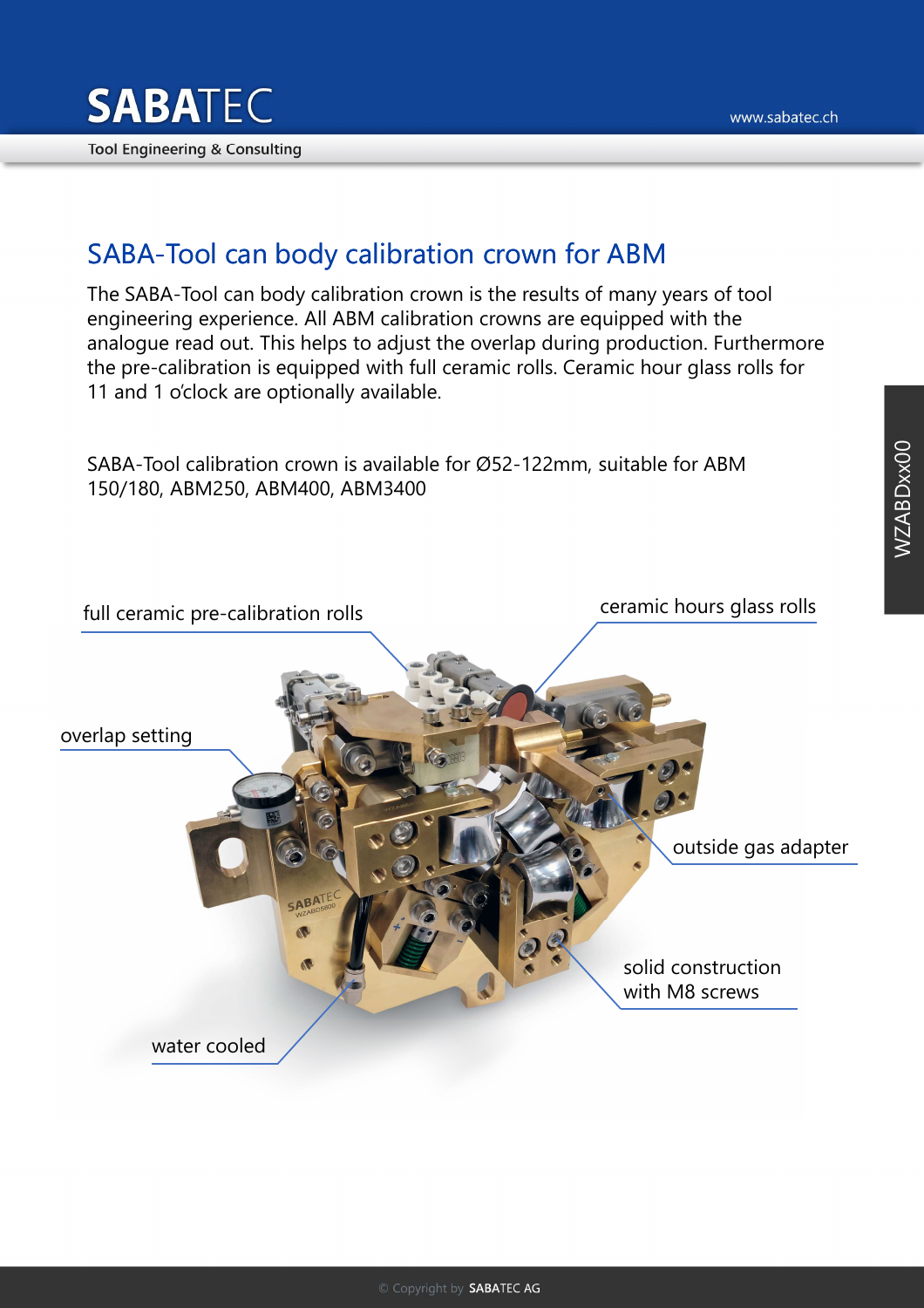# SABATEC

Tool Engineering & Consulting

www.sabatec.ch

## SABA-Tool can body calibration crown for ABM

The SABA-Tool can body calibration crown is the results of many years of tool engineering experience. All ABM calibration crowns are equipped with the analogue read out. This helps to adjust the overlap during production. Furthermore the pre-calibration is equipped with full ceramic rolls. Ceramic hour glass rolls for 11 and 1 o'clock are optionally available.

SABA-Tool calibration crown is available for Ø52-122mm, suitable for ABM 150/180, ABM250, ABM400, ABM3400

WZABDxx00

full ceramic pre-calibration rolls

ceramic hours glass rolls

overlap setting

outside gas adapter

solid construction with M8 screws

water cooled

© Copyright by SABATEC AG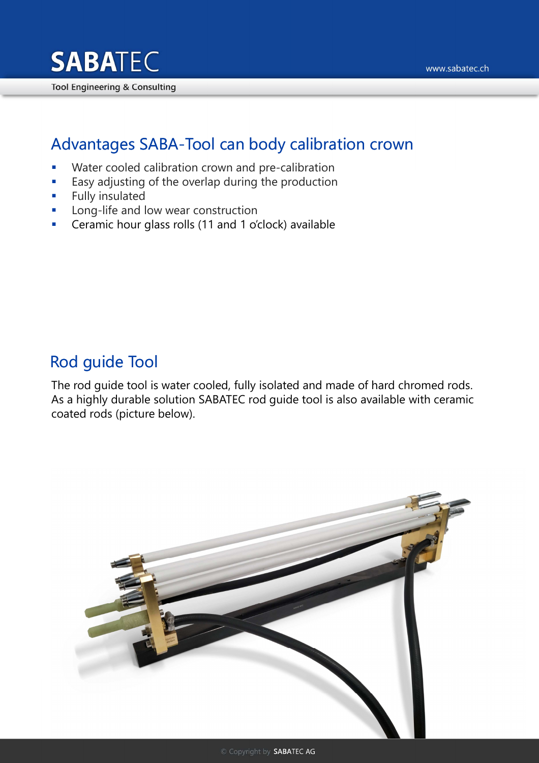## Advantages SABA-Tool can body calibration crown

- Water cooled calibration crown and pre-calibration
- Easy adjusting of the overlap during the production
- Fully insulated
- Long-life and low wear construction
- Ceramic hour glass rolls (11 and 1 o'clock) available

## Rod guide Tool

The rod guide tool is water cooled, fully isolated and made of hard chromed rods. As a highly durable solution SABATEC rod guide tool is also available with ceramic coated rods (picture below).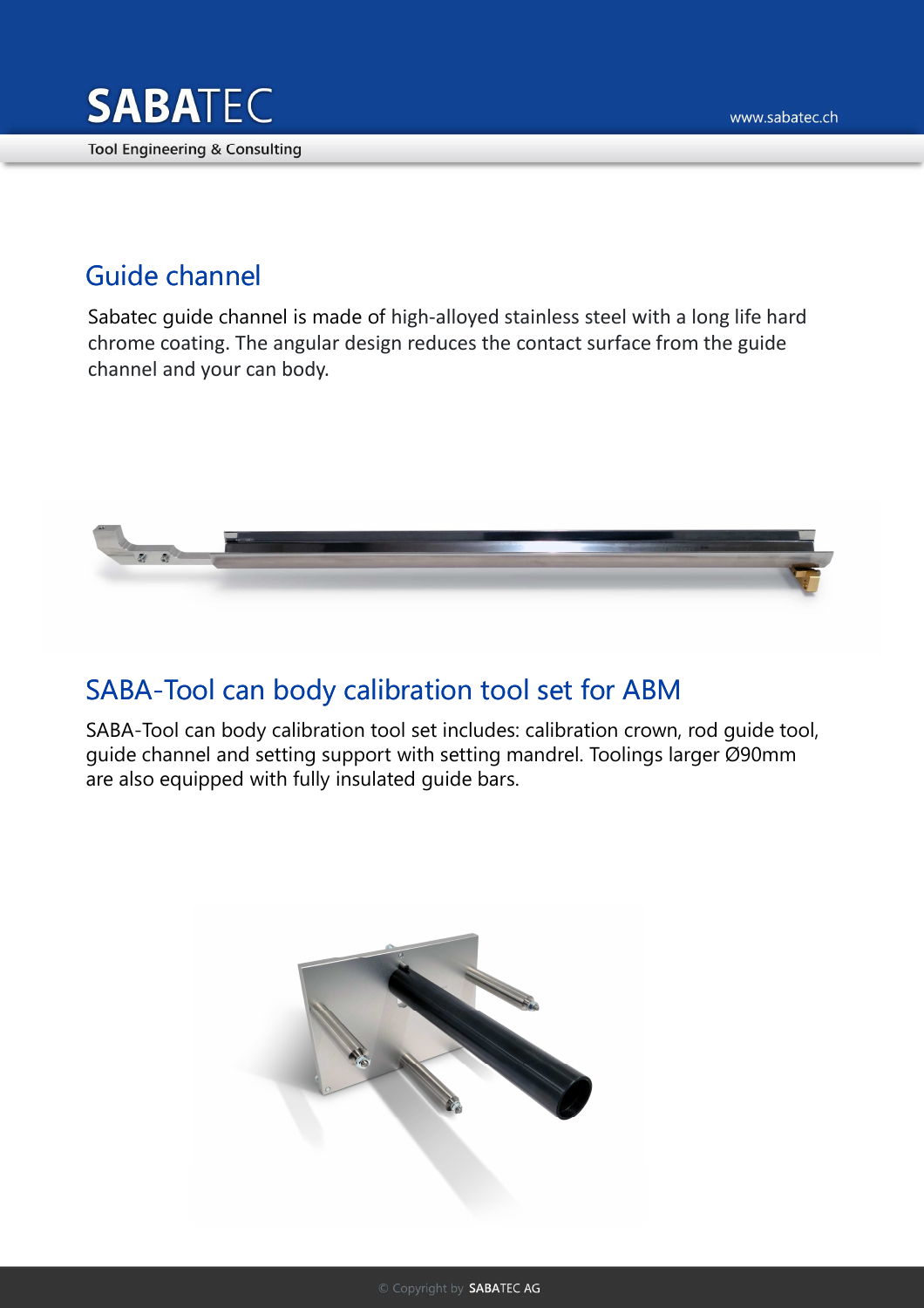## Guide channel

Sabatec guide channel is made of high-alloyed stainless steel with a long life hard chrome coating. The angular design reduces the contact surface from the guide channel and your can body.

## SABA-Tool can body calibration tool set for ABM

SABA-Tool can body calibration tool set includes: calibration crown, rod guide tool, guide channel and setting support with setting mandrel. Toolings larger Ø90mm are also equipped with fully insulated guide bars.